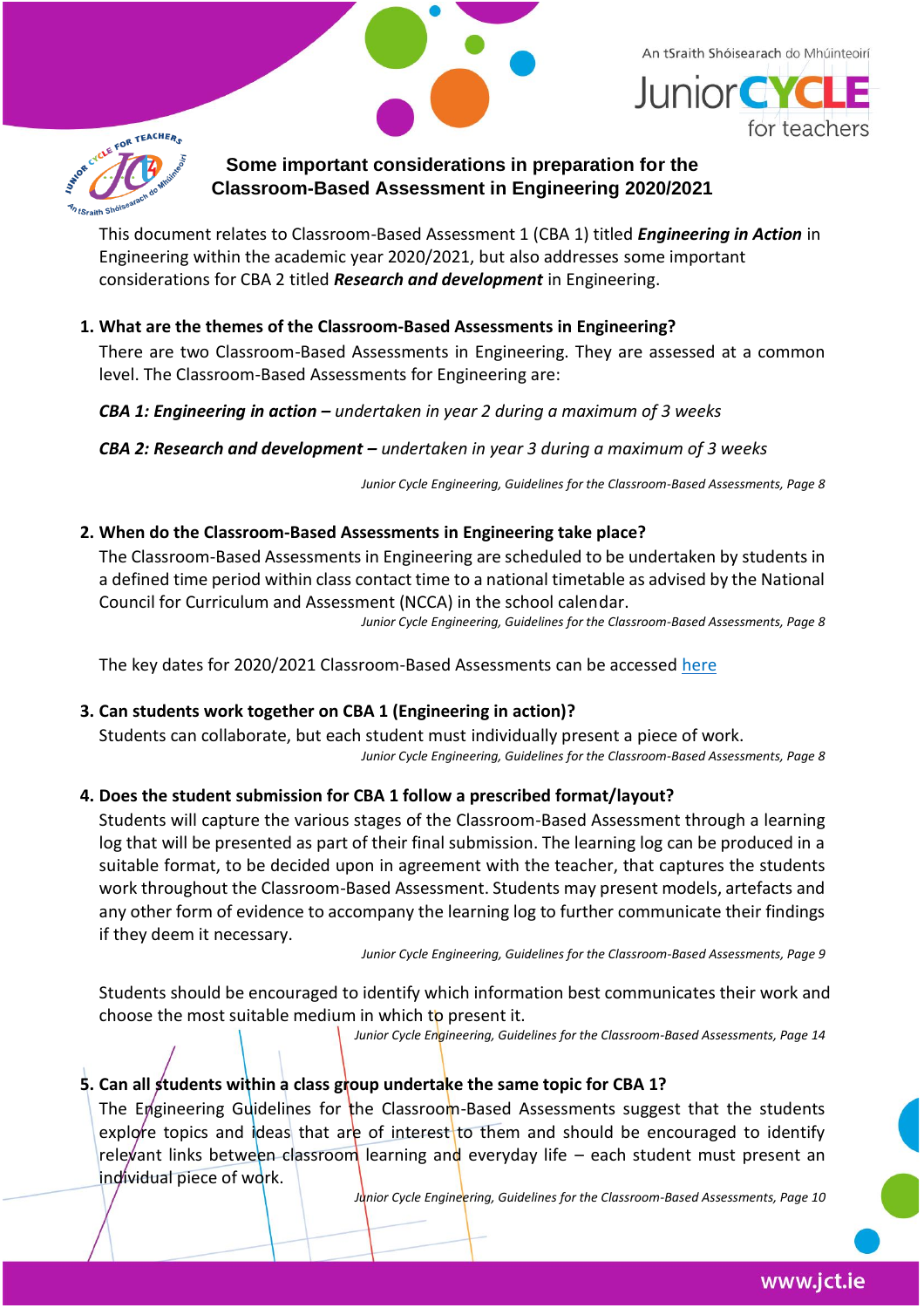# Some important considerations in preparation for the Classroom-Based Assessment in Engineering 2020/2021

This document relates to Classroom-Based Assessment 1 (CBA 1) titled ***Engineering in Action*** in Engineering within the academic year 2020/2021, but also addresses some important considerations for CBA 2 titled ***Research and development*** in Engineering.

## 1. What are the themes of the Classroom-Based Assessments in Engineering?

There are two Classroom-Based Assessments in Engineering. They are assessed at a common level. The Classroom-Based Assessments for Engineering are:

***CBA 1: Engineering in action*** *– undertaken in year 2 during a maximum of 3 weeks*

***CBA 2: Research and development*** *– undertaken in year 3 during a maximum of 3 weeks*

*Junior Cycle Engineering, Guidelines for the Classroom-Based Assessments, Page 8*

## 2. When do the Classroom-Based Assessments in Engineering take place?

The Classroom-Based Assessments in Engineering are scheduled to be undertaken by students in a defined time period within class contact time to a national timetable as advised by the National Council for Curriculum and Assessment (NCCA) in the school calendar.

*Junior Cycle Engineering, Guidelines for the Classroom-Based Assessments, Page 8*

The key dates for 2020/2021 Classroom-Based Assessments can be accessed here

## 3. Can students work together on CBA 1 (Engineering in action)?

Students can collaborate, but each student must individually present a piece of work.

*Junior Cycle Engineering, Guidelines for the Classroom-Based Assessments, Page 8*

## 4. Does the student submission for CBA 1 follow a prescribed format/layout?

Students will capture the various stages of the Classroom-Based Assessment through a learning log that will be presented as part of their final submission. The learning log can be produced in a suitable format, to be decided upon in agreement with the teacher, that captures the students work throughout the Classroom-Based Assessment. Students may present models, artefacts and any other form of evidence to accompany the learning log to further communicate their findings if they deem it necessary.

*Junior Cycle Engineering, Guidelines for the Classroom-Based Assessments, Page 9*

Students should be encouraged to identify which information best communicates their work and choose the most suitable medium in which to present it.

*Junior Cycle Engineering, Guidelines for the Classroom-Based Assessments, Page 14*

## 5. Can all students within a class group undertake the same topic for CBA 1?

The Engineering Guidelines for the Classroom-Based Assessments suggest that the students explore topics and ideas that are of interest to them and should be encouraged to identify relevant links between classroom learning and everyday life – each student must present an individual piece of work.

*Junior Cycle Engineering, Guidelines for the Classroom-Based Assessments, Page 10*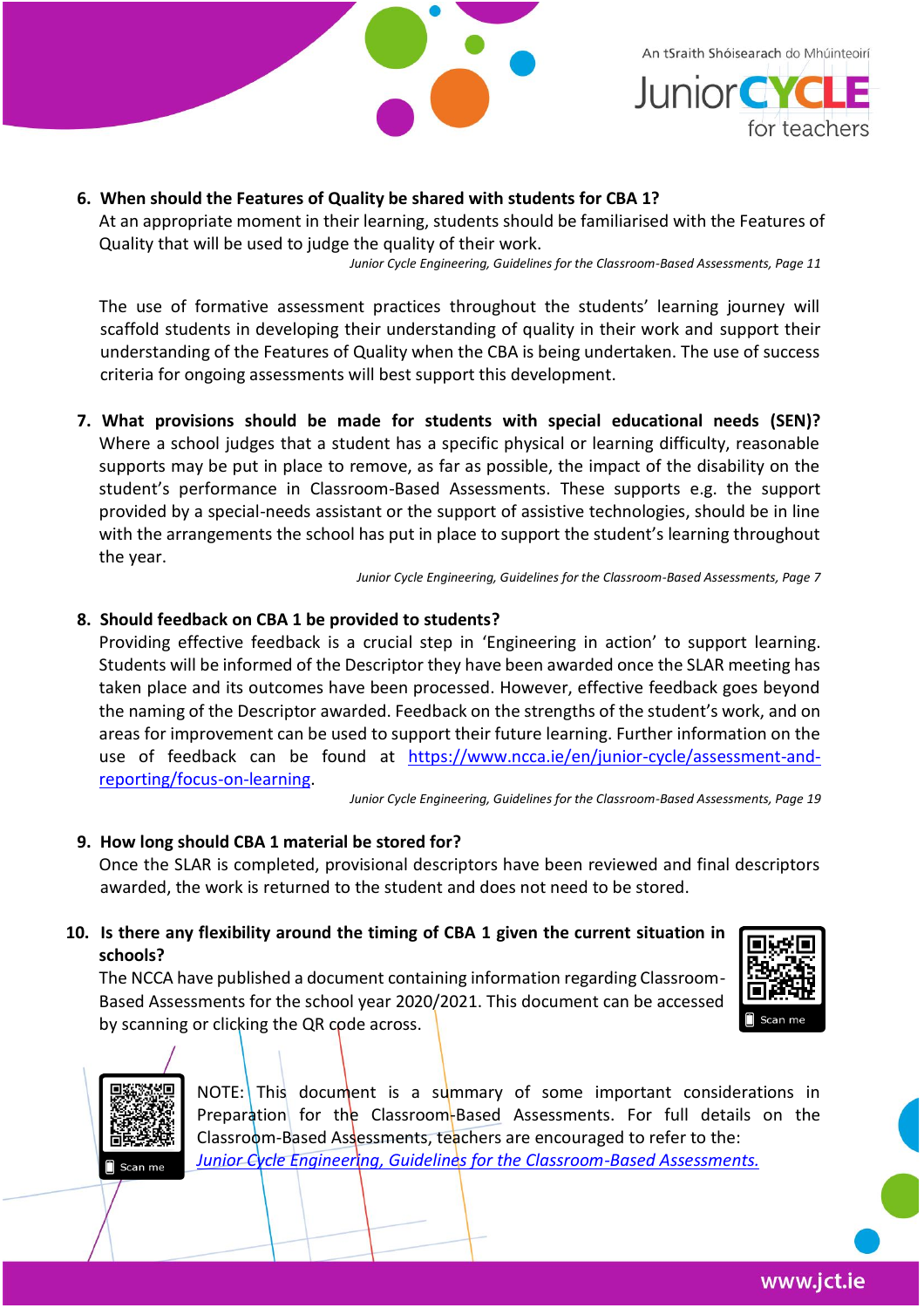6. **When should the Features of Quality be shared with students for CBA 1?**
   At an appropriate moment in their learning, students should be familiarised with the Features of Quality that will be used to judge the quality of their work.
   *Junior Cycle Engineering, Guidelines for the Classroom-Based Assessments, Page 11*

   The use of formative assessment practices throughout the students' learning journey will scaffold students in developing their understanding of quality in their work and support their understanding of the Features of Quality when the CBA is being undertaken. The use of success criteria for ongoing assessments will best support this development.

7. **What provisions should be made for students with special educational needs (SEN)?**
   Where a school judges that a student has a specific physical or learning difficulty, reasonable supports may be put in place to remove, as far as possible, the impact of the disability on the student's performance in Classroom-Based Assessments. These supports e.g. the support provided by a special-needs assistant or the support of assistive technologies, should be in line with the arrangements the school has put in place to support the student's learning throughout the year.
   *Junior Cycle Engineering, Guidelines for the Classroom-Based Assessments, Page 7*

8. **Should feedback on CBA 1 be provided to students?**
   Providing effective feedback is a crucial step in 'Engineering in action' to support learning. Students will be informed of the Descriptor they have been awarded once the SLAR meeting has taken place and its outcomes have been processed. However, effective feedback goes beyond the naming of the Descriptor awarded. Feedback on the strengths of the student's work, and on areas for improvement can be used to support their future learning. Further information on the use of feedback can be found at https://www.ncca.ie/en/junior-cycle/assessment-and-reporting/focus-on-learning.
   *Junior Cycle Engineering, Guidelines for the Classroom-Based Assessments, Page 19*

9. **How long should CBA 1 material be stored for?**
   Once the SLAR is completed, provisional descriptors have been reviewed and final descriptors awarded, the work is returned to the student and does not need to be stored.

10. **Is there any flexibility around the timing of CBA 1 given the current situation in schools?**
    The NCCA have published a document containing information regarding Classroom-Based Assessments for the school year 2020/2021. This document can be accessed by scanning or clicking the QR code across.

    Scan me

Scan me

NOTE: This document is a summary of some important considerations in Preparation for the Classroom-Based Assessments. For full details on the Classroom-Based Assessments, teachers are encouraged to refer to the:
*Junior Cycle Engineering, Guidelines for the Classroom-Based Assessments.*